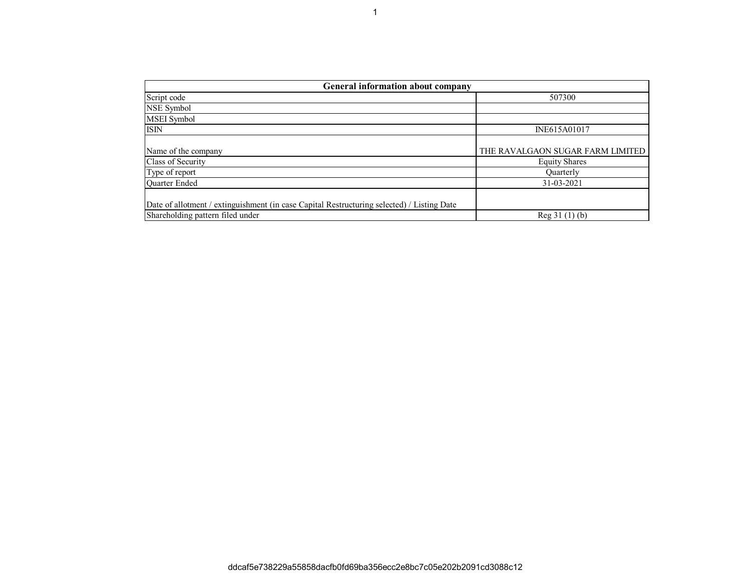| General information about company | |
|---|---|
| Script code | 507300 |
| NSE Symbol | |
| MSEI Symbol | |
| ISIN | INE615A01017 |
| Name of the company | THE RAVALGAON SUGAR FARM LIMITED |
| Class of Security | Equity Shares |
| Type of report | Quarterly |
| Quarter Ended | 31-03-2021 |
| Date of allotment / extinguishment (in case Capital Restructuring selected) / Listing Date | |
| Shareholding pattern filed under | Reg 31 (1) (b) |

ddcaf5e738229a55858dacfb0fd69ba356ecc2e8bc7c05e202b2091cd3088c12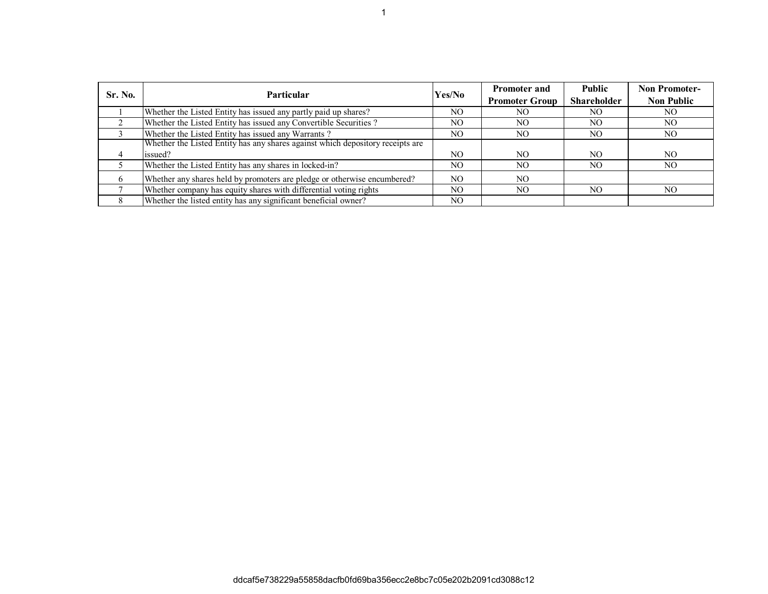| Sr. No. | Particular | Yes/No | Promoter and Promoter Group | Public Shareholder | Non Promoter- Non Public |
|---|---|---|---|---|---|
| 1 | Whether the Listed Entity has issued any partly paid up shares? | NO | NO | NO | NO |
| 2 | Whether the Listed Entity has issued any Convertible Securities ? | NO | NO | NO | NO |
| 3 | Whether the Listed Entity has issued any Warrants ? | NO | NO | NO | NO |
| 4 | Whether the Listed Entity has any shares against which depository receipts are issued? | NO | NO | NO | NO |
| 5 | Whether the Listed Entity has any shares in locked-in? | NO | NO | NO | NO |
| 6 | Whether any shares held by promoters are pledge or otherwise encumbered? | NO | NO | | |
| 7 | Whether company has equity shares with differential voting rights | NO | NO | NO | NO |
| 8 | Whether the listed entity has any significant beneficial owner? | NO | | | |

ddcaf5e738229a55858dacfb0fd69ba356ecc2e8bc7c05e202b2091cd3088c12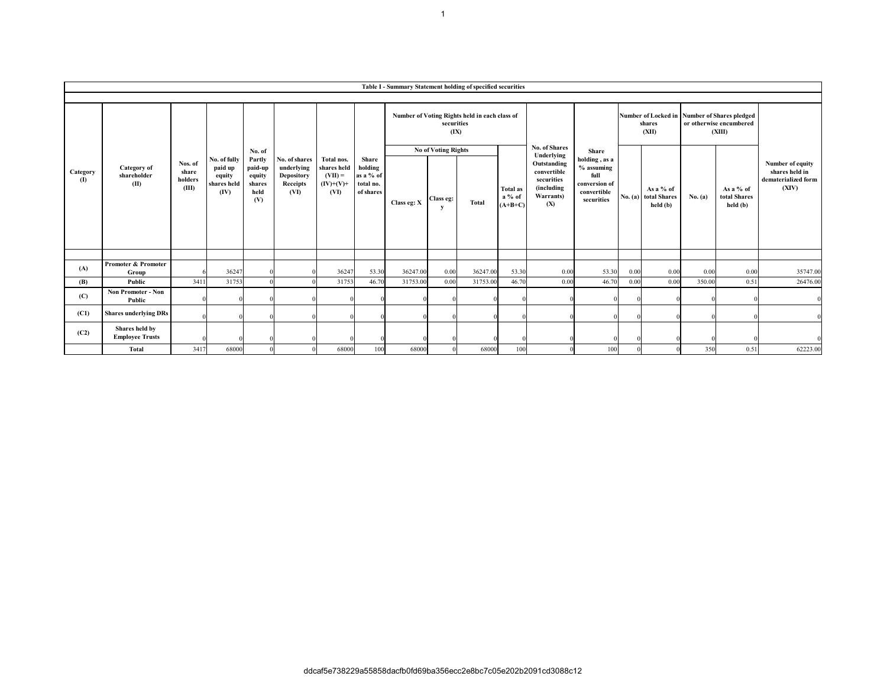**Table I - Summary Statement holding of specified securities**

| Category (I) | Category of shareholder (II) | Nos. of share holders (III) | No. of fully paid up equity shares held (IV) | No. of Partly paid-up equity shares held (V) | No. of shares underlying Depository Receipts (VI) | Total nos. shares held (VII) = (IV)+(V)+ (VI) | Share holding as a % of total no. of shares | Number of Voting Rights held in each class of securities (IX) | | | | No. of Shares Underlying Outstanding convertible securities (including Warrants) (X) | Share holding , as a % assuming full conversion of convertible securities | Number of Locked in shares (XII) | | Number of Shares pledged or otherwise encumbered (XIII) | | Number of equity shares held in dematerialized form (XIV) |
|---|---|---|---|---|---|---|---|---|---|---|---|---|---|---|---|---|---|---|
| | | | | | | | | No of Voting Rights | | | Total as a % of (A+B+C) | | | | | | | |
| | | | | | | | | Class eg: X | Class eg: y | Total | | | | No. (a) | As a % of total Shares held (b) | No. (a) | As a % of total Shares held (b) | |
| (A) | Promoter & Promoter Group | 6 | 36247 | 0 | 0 | 36247 | 53.30 | 36247.00 | 0.00 | 36247.00 | 53.30 | 0.00 | 53.30 | 0.00 | 0.00 | 0.00 | 0.00 | 35747.00 |
| (B) | Public | 3411 | 31753 | 0 | 0 | 31753 | 46.70 | 31753.00 | 0.00 | 31753.00 | 46.70 | 0.00 | 46.70 | 0.00 | 0.00 | 350.00 | 0.51 | 26476.00 |
| (C) | Non Promoter - Non Public | 0 | 0 | 0 | 0 | 0 | 0 | 0 | 0 | 0 | 0 | 0 | 0 | 0 | 0 | 0 | 0 | 0 |
| (C1) | Shares underlying DRs | 0 | 0 | 0 | 0 | 0 | 0 | 0 | 0 | 0 | 0 | 0 | 0 | 0 | 0 | 0 | 0 | 0 |
| (C2) | Shares held by Employee Trusts | 0 | 0 | 0 | 0 | 0 | 0 | 0 | 0 | 0 | 0 | 0 | 0 | 0 | 0 | 0 | 0 | 0 |
| | Total | 3417 | 68000 | 0 | 0 | 68000 | 100 | 68000 | 0 | 68000 | 100 | 0 | 100 | 0 | 0 | 350 | 0.51 | 62223.00 |

ddcaf5e738229a55858dacfb0fd69ba356ecc2e8bc7c05e202b2091cd3088c12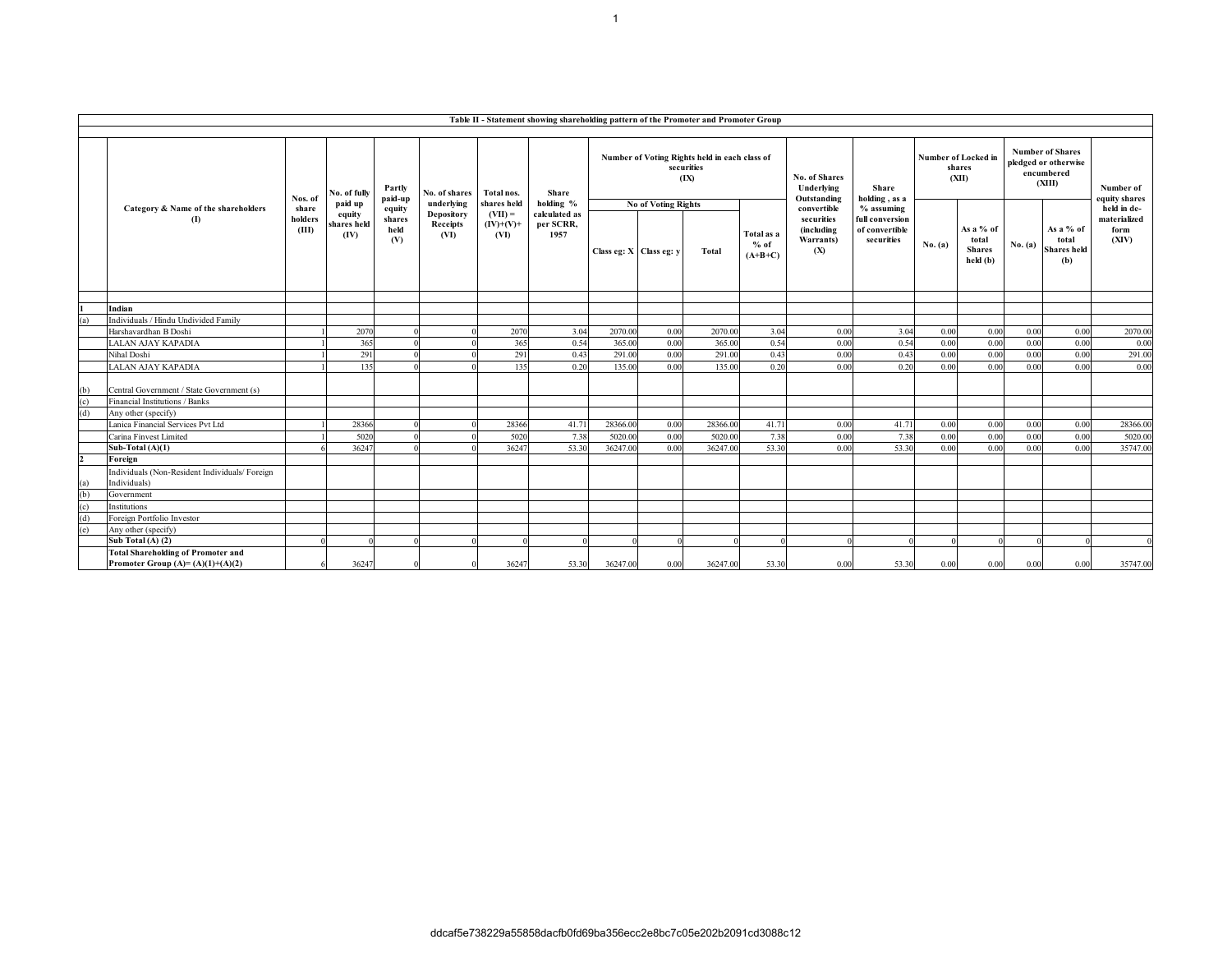| | Table II - Statement showing shareholding pattern of the Promoter and Promoter Group | | | | | | | | | | | | | | | | | | |
|---|---|---|---|---|---|---|---|---|---|---|---|---|---|---|---|---|---|---|---|
| | Category & Name of the shareholders (I) | Nos. of share holders (III) | No. of fully paid up equity shares held (IV) | Partly paid-up equity shares held (V) | No. of shares underlying Depository Receipts (VI) | Total nos. shares held (VII) = (IV)+(V)+ (VI) | Share holding % calculated as per SCRR, 1957 | Number of Voting Rights held in each class of securities (IX) | | | | No. of Shares Underlying Outstanding convertible securities (including Warrants) (X) | Share holding , as a % assuming full conversion of convertible securities | Number of Locked in shares (XII) | | Number of Shares pledged or otherwise encumbered (XIII) | | Number of equity shares held in de-materialized form (XIV) |
| | | | | | | | | No of Voting Rights | | | Total as a % of (A+B+C) | | | | | | | |
| | | | | | | | | Class eg: X | Class eg: y | Total | | | | No. (a) | As a % of total Shares held (b) | No. (a) | As a % of total Shares held (b) | |
| 1 | **Indian** | | | | | | | | | | | | | | | | | |
| (a) | Individuals / Hindu Undivided Family | | | | | | | | | | | | | | | | | |
| | Harshavardhan B Doshi | 1 | 2070 | 0 | 0 | 2070 | 3.04 | 2070.00 | 0.00 | 2070.00 | 3.04 | 0.00 | 3.04 | 0.00 | 0.00 | 0.00 | 0.00 | 2070.00 |
| | LALAN AJAY KAPADIA | 1 | 365 | 0 | 0 | 365 | 0.54 | 365.00 | 0.00 | 365.00 | 0.54 | 0.00 | 0.54 | 0.00 | 0.00 | 0.00 | 0.00 | 0.00 |
| | Nihal Doshi | 1 | 291 | 0 | 0 | 291 | 0.43 | 291.00 | 0.00 | 291.00 | 0.43 | 0.00 | 0.43 | 0.00 | 0.00 | 0.00 | 0.00 | 291.00 |
| | LALAN AJAY KAPADIA | 1 | 135 | 0 | 0 | 135 | 0.20 | 135.00 | 0.00 | 135.00 | 0.20 | 0.00 | 0.20 | 0.00 | 0.00 | 0.00 | 0.00 | 0.00 |
| (b) | Central Government / State Government (s) | | | | | | | | | | | | | | | | | |
| (c) | Financial Institutions / Banks | | | | | | | | | | | | | | | | | |
| (d) | Any other (specify) | | | | | | | | | | | | | | | | | |
| | Lanica Financial Services Pvt Ltd | 1 | 28366 | 0 | 0 | 28366 | 41.71 | 28366.00 | 0.00 | 28366.00 | 41.71 | 0.00 | 41.71 | 0.00 | 0.00 | 0.00 | 0.00 | 28366.00 |
| | Carina Finvest Limited | 1 | 5020 | 0 | 0 | 5020 | 7.38 | 5020.00 | 0.00 | 5020.00 | 7.38 | 0.00 | 7.38 | 0.00 | 0.00 | 0.00 | 0.00 | 5020.00 |
| | **Sub-Total (A)(1)** | 6 | 36247 | 0 | 0 | 36247 | 53.30 | 36247.00 | 0.00 | 36247.00 | 53.30 | 0.00 | 53.30 | 0.00 | 0.00 | 0.00 | 0.00 | 35747.00 |
| 2 | **Foreign** | | | | | | | | | | | | | | | | | |
| (a) | Individuals (Non-Resident Individuals/ Foreign Individuals) | | | | | | | | | | | | | | | | | |
| (b) | Government | | | | | | | | | | | | | | | | | |
| (c) | Institutions | | | | | | | | | | | | | | | | | |
| (d) | Foreign Portfolio Investor | | | | | | | | | | | | | | | | | |
| (e) | Any other (specify) | | | | | | | | | | | | | | | | | |
| | **Sub Total (A) (2)** | 0 | 0 | 0 | 0 | 0 | 0 | 0 | 0 | 0 | 0 | 0 | 0 | 0 | 0 | 0 | 0 | 0 |
| | **Total Shareholding of Promoter and Promoter Group (A)= (A)(1)+(A)(2)** | 6 | 36247 | 0 | 0 | 36247 | 53.30 | 36247.00 | 0.00 | 36247.00 | 53.30 | 0.00 | 53.30 | 0.00 | 0.00 | 0.00 | 0.00 | 35747.00 |

ddcaf5e738229a55858dacfb0fd69ba356ecc2e8bc7c05e202b2091cd3088c12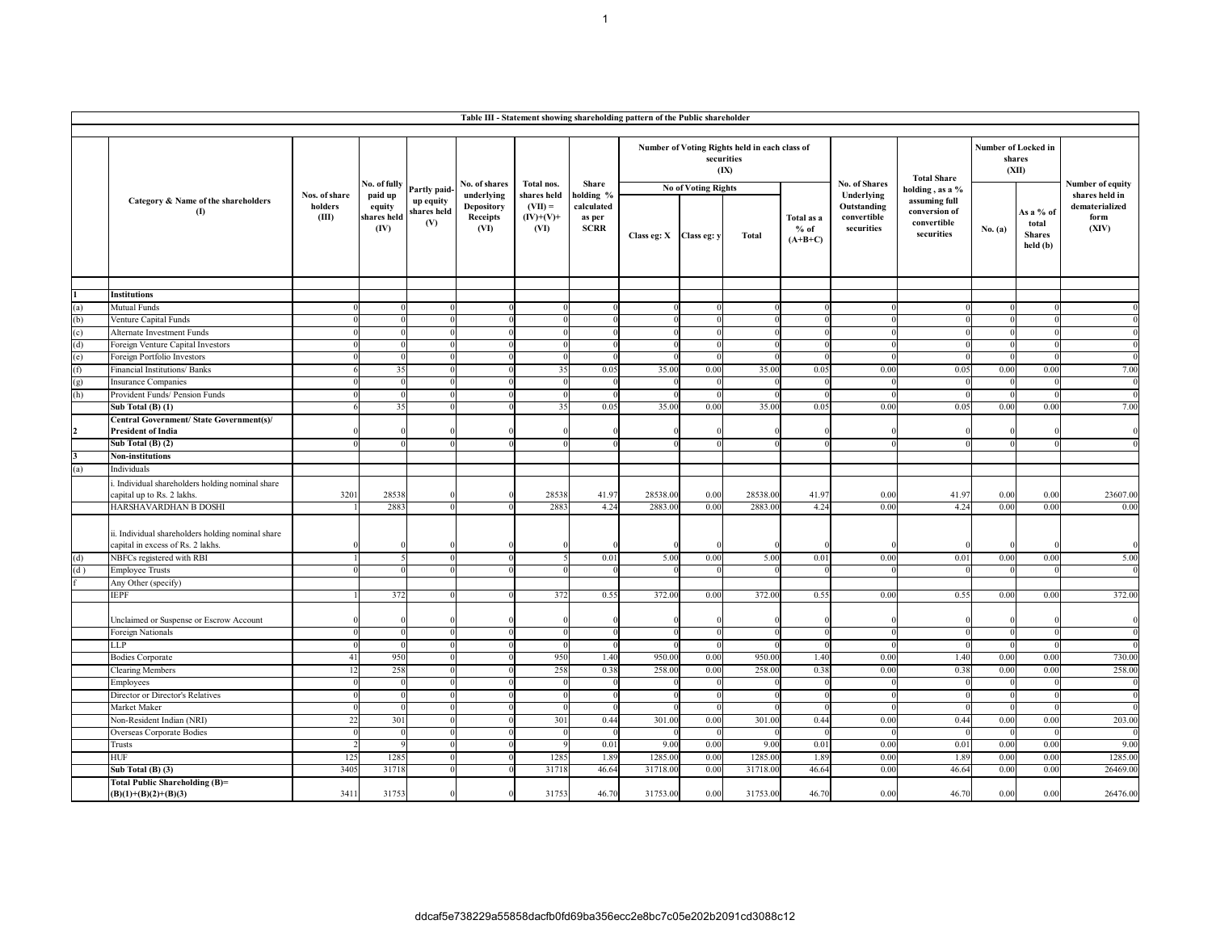**Table III - Statement showing shareholding pattern of the Public shareholder**

| | Category & Name of the shareholders (I) | Nos. of share holders (III) | No. of fully paid up equity shares held (IV) | Partly paid-up equity shares held (V) | No. of shares underlying Depository Receipts (VI) | Total nos. shares held (VII) = (IV)+(V)+ (VI) | Share holding % calculated as per SCRR | Number of Voting Rights held in each class of securities (IX) | | | | No. of Shares Underlying Outstanding convertible securities | Total Share holding , as a % assuming full conversion of convertible securities | Number of Locked in shares (XII) | | Number of equity shares held in dematerialized form (XIV) |
|---|---|---|---|---|---|---|---|---|---|---|---|---|---|---|---|---|
| | | | | | | | | No of Voting Rights | | | Total as a % of (A+B+C) | | | | | |
| | | | | | | | | Class eg: X | Class eg: y | Total | | | | No. (a) | As a % of total Shares held (b) | |
| 1 | **Institutions** | | | | | | | | | | | | | | | |
| (a) | Mutual Funds | 0 | 0 | 0 | 0 | 0 | 0 | 0 | 0 | 0 | 0 | 0 | 0 | 0 | 0 | 0 |
| (b) | Venture Capital Funds | 0 | 0 | 0 | 0 | 0 | 0 | 0 | 0 | 0 | 0 | 0 | 0 | 0 | 0 | 0 |
| (c) | Alternate Investment Funds | 0 | 0 | 0 | 0 | 0 | 0 | 0 | 0 | 0 | 0 | 0 | 0 | 0 | 0 | 0 |
| (d) | Foreign Venture Capital Investors | 0 | 0 | 0 | 0 | 0 | 0 | 0 | 0 | 0 | 0 | 0 | 0 | 0 | 0 | 0 |
| (e) | Foreign Portfolio Investors | 0 | 0 | 0 | 0 | 0 | 0 | 0 | 0 | 0 | 0 | 0 | 0 | 0 | 0 | 0 |
| (f) | Financial Institutions/ Banks | 6 | 35 | 0 | 0 | 35 | 0.05 | 35.00 | 0.00 | 35.00 | 0.05 | 0.00 | 0.05 | 0.00 | 0.00 | 7.00 |
| (g) | Insurance Companies | 0 | 0 | 0 | 0 | 0 | 0 | 0 | 0 | 0 | 0 | 0 | 0 | 0 | 0 | 0 |
| (h) | Provident Funds/ Pension Funds | 0 | 0 | 0 | 0 | 0 | 0 | 0 | 0 | 0 | 0 | 0 | 0 | 0 | 0 | 0 |
| | **Sub Total (B) (1)** | 6 | 35 | 0 | 0 | 35 | 0.05 | 35.00 | 0.00 | 35.00 | 0.05 | 0.00 | 0.05 | 0.00 | 0.00 | 7.00 |
| 2 | **Central Government/ State Government(s)/ President of India** | 0 | 0 | 0 | 0 | 0 | 0 | 0 | 0 | 0 | 0 | 0 | 0 | 0 | 0 | 0 |
| | **Sub Total (B) (2)** | 0 | 0 | 0 | 0 | 0 | 0 | 0 | 0 | 0 | 0 | 0 | 0 | 0 | 0 | 0 |
| 3 | **Non-institutions** | | | | | | | | | | | | | | | |
| (a) | Individuals | | | | | | | | | | | | | | | |
| | i. Individual shareholders holding nominal share capital up to Rs. 2 lakhs. | 3201 | 28538 | 0 | 0 | 28538 | 41.97 | 28538.00 | 0.00 | 28538.00 | 41.97 | 0.00 | 41.97 | 0.00 | 0.00 | 23607.00 |
| | HARSHAVARDHAN B DOSHI | 1 | 2883 | 0 | 0 | 2883 | 4.24 | 2883.00 | 0.00 | 2883.00 | 4.24 | 0.00 | 4.24 | 0.00 | 0.00 | 0.00 |
| | ii. Individual shareholders holding nominal share capital in excess of Rs. 2 lakhs. | 0 | 0 | 0 | 0 | 0 | 0 | 0 | 0 | 0 | 0 | 0 | 0 | 0 | 0 | 0 |
| (d) | NBFCs registered with RBI | 1 | 5 | 0 | 0 | 5 | 0.01 | 5.00 | 0.00 | 5.00 | 0.01 | 0.00 | 0.01 | 0.00 | 0.00 | 5.00 |
| (d ) | Employee Trusts | 0 | 0 | 0 | 0 | 0 | 0 | 0 | 0 | 0 | 0 | 0 | 0 | 0 | 0 | 0 |
| f | Any Other (specify) | | | | | | | | | | | | | | | |
| | IEPF | 1 | 372 | 0 | 0 | 372 | 0.55 | 372.00 | 0.00 | 372.00 | 0.55 | 0.00 | 0.55 | 0.00 | 0.00 | 372.00 |
| | Unclaimed or Suspense or Escrow Account | 0 | 0 | 0 | 0 | 0 | 0 | 0 | 0 | 0 | 0 | 0 | 0 | 0 | 0 | 0 |
| | Foreign Nationals | 0 | 0 | 0 | 0 | 0 | 0 | 0 | 0 | 0 | 0 | 0 | 0 | 0 | 0 | 0 |
| | LLP | 0 | 0 | 0 | 0 | 0 | 0 | 0 | 0 | 0 | 0 | 0 | 0 | 0 | 0 | 0 |
| | Bodies Corporate | 41 | 950 | 0 | 0 | 950 | 1.40 | 950.00 | 0.00 | 950.00 | 1.40 | 0.00 | 1.40 | 0.00 | 0.00 | 730.00 |
| | Clearing Members | 12 | 258 | 0 | 0 | 258 | 0.38 | 258.00 | 0.00 | 258.00 | 0.38 | 0.00 | 0.38 | 0.00 | 0.00 | 258.00 |
| | Employees | 0 | 0 | 0 | 0 | 0 | 0 | 0 | 0 | 0 | 0 | 0 | 0 | 0 | 0 | 0 |
| | Director or Director's Relatives | 0 | 0 | 0 | 0 | 0 | 0 | 0 | 0 | 0 | 0 | 0 | 0 | 0 | 0 | 0 |
| | Market Maker | 0 | 0 | 0 | 0 | 0 | 0 | 0 | 0 | 0 | 0 | 0 | 0 | 0 | 0 | 0 |
| | Non-Resident Indian (NRI) | 22 | 301 | 0 | 0 | 301 | 0.44 | 301.00 | 0.00 | 301.00 | 0.44 | 0.00 | 0.44 | 0.00 | 0.00 | 203.00 |
| | Overseas Corporate Bodies | 0 | 0 | 0 | 0 | 0 | 0 | 0 | 0 | 0 | 0 | 0 | 0 | 0 | 0 | 0 |
| | Trusts | 2 | 9 | 0 | 0 | 9 | 0.01 | 9.00 | 0.00 | 9.00 | 0.01 | 0.00 | 0.01 | 0.00 | 0.00 | 9.00 |
| | HUF | 125 | 1285 | 0 | 0 | 1285 | 1.89 | 1285.00 | 0.00 | 1285.00 | 1.89 | 0.00 | 1.89 | 0.00 | 0.00 | 1285.00 |
| | **Sub Total (B) (3)** | 3405 | 31718 | 0 | 0 | 31718 | 46.64 | 31718.00 | 0.00 | 31718.00 | 46.64 | 0.00 | 46.64 | 0.00 | 0.00 | 26469.00 |
| | **Total Public Shareholding (B)= (B)(1)+(B)(2)+(B)(3)** | 3411 | 31753 | 0 | 0 | 31753 | 46.70 | 31753.00 | 0.00 | 31753.00 | 46.70 | 0.00 | 46.70 | 0.00 | 0.00 | 26476.00 |

ddcaf5e738229a55858dacfb0fd69ba356ecc2e8bc7c05e202b2091cd3088c12